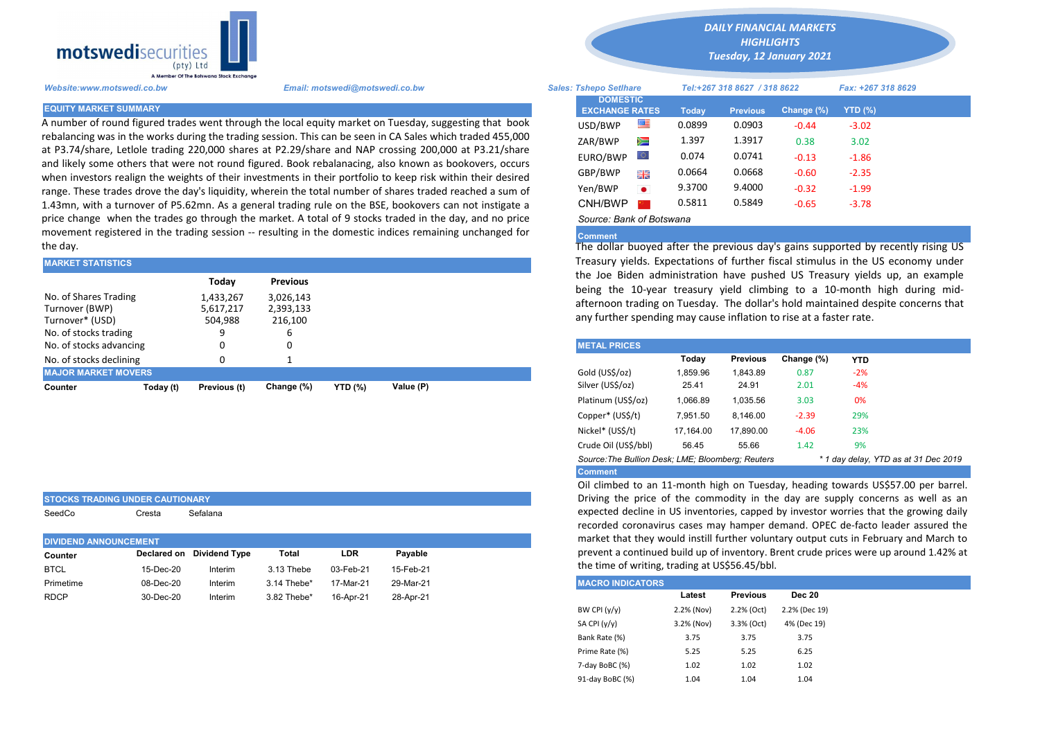# DAILY FINANCIAL MARKETS HIGHLIGHTS

*Tuesday, 12 January 2021*

motswedisecurities (pty) Ltd
A Member Of The Botswana Stock Exchange

*Website:www.motswedi.co.bw* *Email: motswedi@motswedi.co.bw*

*Sales: Tshepo Setlhare* *Tel:+267 318 8627 / 318 8622* *Fax: +267 318 8629*

## EQUITY MARKET SUMMARY

A number of round figured trades went through the local equity market on Tuesday, suggesting that book rebalancing was in the works during the trading session. This can be seen in CA Sales which traded 455,000 at P3.74/share, Letlole trading 220,000 shares at P2.29/share and NAP crossing 200,000 at P3.21/share and likely some others that were not round figured. Book rebalanacing, also known as bookovers, occurs when investors realign the weights of their investments in their portfolio to keep risk within their desired range. These trades drove the day's liquidity, wherein the total number of shares traded reached a sum of 1.43mn, with a turnover of P5.62mn. As a general trading rule on the BSE, bookovers can not instigate a price change when the trades go through the market. A total of 9 stocks traded in the day, and no price movement registered in the trading session -- resulting in the domestic indices remaining unchanged for the day.

## MARKET STATISTICS

| | Today | Previous |
|---|---|---|
| No. of Shares Trading | 1,433,267 | 3,026,143 |
| Turnover (BWP) | 5,617,217 | 2,393,133 |
| Turnover* (USD) | 504,988 | 216,100 |
| No. of stocks trading | 9 | 6 |
| No. of stocks advancing | 0 | 0 |
| No. of stocks declining | 0 | 1 |

## MAJOR MARKET MOVERS

| Counter | Today (t) | Previous (t) | Change (%) | YTD (%) | Value (P) |
|---|---|---|---|---|---|

## STOCKS TRADING UNDER CAUTIONARY

SeedCo Cresta Sefalana

## DIVIDEND ANNOUNCEMENT

| Counter | Declared on | Dividend Type | Total | LDR | Payable |
|---|---|---|---|---|---|
| BTCL | 15-Dec-20 | Interim | 3.13 Thebe | 03-Feb-21 | 15-Feb-21 |
| Primetime | 08-Dec-20 | Interim | 3.14 Thebe* | 17-Mar-21 | 29-Mar-21 |
| RDCP | 30-Dec-20 | Interim | 3.82 Thebe* | 16-Apr-21 | 28-Apr-21 |

## DOMESTIC EXCHANGE RATES

| DOMESTIC EXCHANGE RATES | Today | Previous | Change (%) | YTD (%) |
|---|---|---|---|---|
| USD/BWP | 0.0899 | 0.0903 | -0.44 | -3.02 |
| ZAR/BWP | 1.397 | 1.3917 | 0.38 | 3.02 |
| EURO/BWP | 0.074 | 0.0741 | -0.13 | -1.86 |
| GBP/BWP | 0.0664 | 0.0668 | -0.60 | -2.35 |
| Yen/BWP | 9.3700 | 9.4000 | -0.32 | -1.99 |
| CNH/BWP | 0.5811 | 0.5849 | -0.65 | -3.78 |

*Source: Bank of Botswana*

**Comment**

The dollar buoyed after the previous day's gains supported by recently rising US Treasury yields. Expectations of further fiscal stimulus in the US economy under the Joe Biden administration have pushed US Treasury yields up, an example being the 10-year treasury yield climbing to a 10-month high during mid-afternoon trading on Tuesday. The dollar's hold maintained despite concerns that any further spending may cause inflation to rise at a faster rate.

## METAL PRICES

| | Today | Previous | Change (%) | YTD |
|---|---|---|---|---|
| Gold (US$/oz) | 1,859.96 | 1,843.89 | 0.87 | -2% |
| Silver (US$/oz) | 25.41 | 24.91 | 2.01 | -4% |
| Platinum (US$/oz) | 1,066.89 | 1,035.56 | 3.03 | 0% |
| Copper* (US$/t) | 7,951.50 | 8,146.00 | -2.39 | 29% |
| Nickel* (US$/t) | 17,164.00 | 17,890.00 | -4.06 | 23% |
| Crude Oil (US$/bbl) | 56.45 | 55.66 | 1.42 | 9% |

*Source:The Bullion Desk; LME; Bloomberg; Reuters* *\* 1 day delay, YTD as at 31 Dec 2019*

**Comment**

Oil climbed to an 11-month high on Tuesday, heading towards US$57.00 per barrel. Driving the price of the commodity in the day are supply concerns as well as an expected decline in US inventories, capped by investor worries that the growing daily recorded coronavirus cases may hamper demand. OPEC de-facto leader assured the market that they would instill further voluntary output cuts in February and March to prevent a continued build up of inventory. Brent crude prices were up around 1.42% at the time of writing, trading at US$56.45/bbl.

## MACRO INDICATORS

| | Latest | Previous | Dec 20 |
|---|---|---|---|
| BW CPI (y/y) | 2.2% (Nov) | 2.2% (Oct) | 2.2% (Dec 19) |
| SA CPI (y/y) | 3.2% (Nov) | 3.3% (Oct) | 4% (Dec 19) |
| Bank Rate (%) | 3.75 | 3.75 | 3.75 |
| Prime Rate (%) | 5.25 | 5.25 | 6.25 |
| 7-day BoBC (%) | 1.02 | 1.02 | 1.02 |
| 91-day BoBC (%) | 1.04 | 1.04 | 1.04 |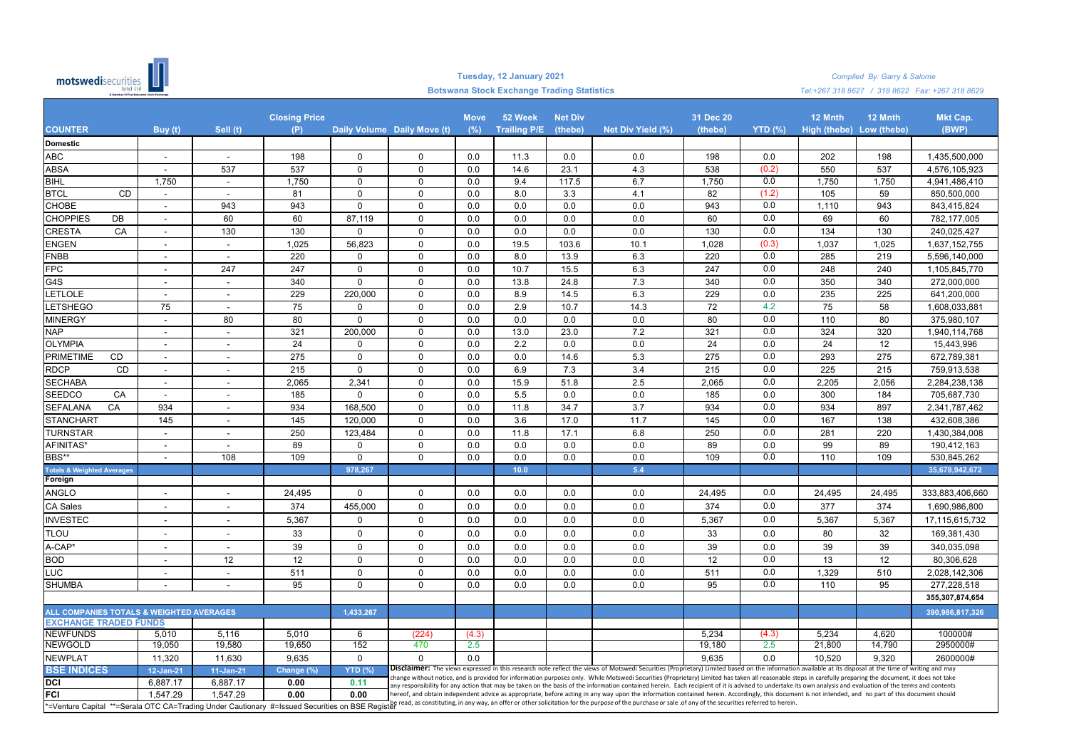**motswedi securities (pty) Ltd** — A Member Of The Botswana Stock Exchange

**Tuesday, 12 January 2021**

**Botswana Stock Exchange Trading Statistics**

*Compiled By: Garry & Salome*

*Tel:+267 318 8627 / 318 8622 Fax: +267 318 8629*

| COUNTER | | Buy (t) | Sell (t) | Closing Price (P) | Daily Volume | Daily Move (t) | Move (%) | 52 Week Trailing P/E | Net Div (thebe) | Net Div Yield (%) | 31 Dec 20 (thebe) | YTD (%) | 12 Mnth High (thebe) | 12 Mnth Low (thebe) | Mkt Cap. (BWP) |
|---|---|---|---|---|---|---|---|---|---|---|---|---|---|---|---|
| **Domestic** | | | | | | | | | | | | | | | |
| ABC | | - | - | 198 | 0 | 0 | 0.0 | 11.3 | 0.0 | 0.0 | 198 | 0.0 | 202 | 198 | 1,435,500,000 |
| ABSA | | - | 537 | 537 | 0 | 0 | 0.0 | 14.6 | 23.1 | 4.3 | 538 | (0.2) | 550 | 537 | 4,576,105,923 |
| BIHL | | 1,750 | - | 1,750 | 0 | 0 | 0.0 | 9.4 | 117.5 | 6.7 | 1,750 | 0.0 | 1,750 | 1,750 | 4,941,486,410 |
| BTCL | CD | - | - | 81 | 0 | 0 | 0.0 | 8.0 | 3.3 | 4.1 | 82 | (1.2) | 105 | 59 | 850,500,000 |
| CHOBE | | - | 943 | 943 | 0 | 0 | 0.0 | 0.0 | 0.0 | 0.0 | 943 | 0.0 | 1,110 | 943 | 843,415,824 |
| CHOPPIES | DB | - | 60 | 60 | 87,119 | 0 | 0.0 | 0.0 | 0.0 | 0.0 | 60 | 0.0 | 69 | 60 | 782,177,005 |
| CRESTA | CA | - | 130 | 130 | 0 | 0 | 0.0 | 0.0 | 0.0 | 0.0 | 130 | 0.0 | 134 | 130 | 240,025,427 |
| ENGEN | | - | - | 1,025 | 56,823 | 0 | 0.0 | 19.5 | 103.6 | 10.1 | 1,028 | (0.3) | 1,037 | 1,025 | 1,637,152,755 |
| FNBB | | - | - | 220 | 0 | 0 | 0.0 | 8.0 | 13.9 | 6.3 | 220 | 0.0 | 285 | 219 | 5,596,140,000 |
| FPC | | - | 247 | 247 | 0 | 0 | 0.0 | 10.7 | 15.5 | 6.3 | 247 | 0.0 | 248 | 240 | 1,105,845,770 |
| G4S | | - | - | 340 | 0 | 0 | 0.0 | 13.8 | 24.8 | 7.3 | 340 | 0.0 | 350 | 340 | 272,000,000 |
| LETLOLE | | - | - | 229 | 220,000 | 0 | 0.0 | 8.9 | 14.5 | 6.3 | 229 | 0.0 | 235 | 225 | 641,200,000 |
| LETSHEGO | | 75 | - | 75 | 0 | 0 | 0.0 | 2.9 | 10.7 | 14.3 | 72 | 4.2 | 75 | 58 | 1,608,033,881 |
| MINERGY | | - | 80 | 80 | 0 | 0 | 0.0 | 0.0 | 0.0 | 0.0 | 80 | 0.0 | 110 | 80 | 375,980,107 |
| NAP | | - | - | 321 | 200,000 | 0 | 0.0 | 13.0 | 23.0 | 7.2 | 321 | 0.0 | 324 | 320 | 1,940,114,768 |
| OLYMPIA | | - | - | 24 | 0 | 0 | 0.0 | 2.2 | 0.0 | 0.0 | 24 | 0.0 | 24 | 12 | 15,443,996 |
| PRIMETIME | CD | - | - | 275 | 0 | 0 | 0.0 | 0.0 | 14.6 | 5.3 | 275 | 0.0 | 293 | 275 | 672,789,381 |
| RDCP | CD | - | - | 215 | 0 | 0 | 0.0 | 6.9 | 7.3 | 3.4 | 215 | 0.0 | 225 | 215 | 759,913,538 |
| SECHABA | | - | - | 2,065 | 2,341 | 0 | 0.0 | 15.9 | 51.8 | 2.5 | 2,065 | 0.0 | 2,205 | 2,056 | 2,284,238,138 |
| SEEDCO | CA | - | - | 185 | 0 | 0 | 0.0 | 5.5 | 0.0 | 0.0 | 185 | 0.0 | 300 | 184 | 705,687,730 |
| SEFALANA | CA | 934 | - | 934 | 168,500 | 0 | 0.0 | 11.8 | 34.7 | 3.7 | 934 | 0.0 | 934 | 897 | 2,341,787,462 |
| STANCHART | | 145 | - | 145 | 120,000 | 0 | 0.0 | 3.6 | 17.0 | 11.7 | 145 | 0.0 | 167 | 138 | 432,608,386 |
| TURNSTAR | | - | - | 250 | 123,484 | 0 | 0.0 | 11.8 | 17.1 | 6.8 | 250 | 0.0 | 281 | 220 | 1,430,384,008 |
| AFINITAS* | | - | - | 89 | 0 | 0 | 0.0 | 0.0 | 0.0 | 0.0 | 89 | 0.0 | 99 | 89 | 190,412,163 |
| BBS** | | - | 108 | 109 | 0 | 0 | 0.0 | 0.0 | 0.0 | 0.0 | 109 | 0.0 | 110 | 109 | 530,845,262 |
| **Totals & Weighted Averages** | | | | | 978,267 | | | 10.0 | | 5.4 | | | | | 35,678,942,672 |
| **Foreign** | | | | | | | | | | | | | | | |
| ANGLO | | - | - | 24,495 | 0 | 0 | 0.0 | 0.0 | 0.0 | 0.0 | 24,495 | 0.0 | 24,495 | 24,495 | 333,883,406,660 |
| CA Sales | | - | - | 374 | 455,000 | 0 | 0.0 | 0.0 | 0.0 | 0.0 | 374 | 0.0 | 377 | 374 | 1,690,986,800 |
| INVESTEC | | - | - | 5,367 | 0 | 0 | 0.0 | 0.0 | 0.0 | 0.0 | 5,367 | 0.0 | 5,367 | 5,367 | 17,115,615,732 |
| TLOU | | - | - | 33 | 0 | 0 | 0.0 | 0.0 | 0.0 | 0.0 | 33 | 0.0 | 80 | 32 | 169,381,430 |
| A-CAP* | | - | - | 39 | 0 | 0 | 0.0 | 0.0 | 0.0 | 0.0 | 39 | 0.0 | 39 | 39 | 340,035,098 |
| BOD | | - | 12 | 12 | 0 | 0 | 0.0 | 0.0 | 0.0 | 0.0 | 12 | 0.0 | 13 | 12 | 80,306,628 |
| LUC | | - | - | 511 | 0 | 0 | 0.0 | 0.0 | 0.0 | 0.0 | 511 | 0.0 | 1,329 | 510 | 2,028,142,306 |
| SHUMBA | | - | - | 95 | 0 | 0 | 0.0 | 0.0 | 0.0 | 0.0 | 95 | 0.0 | 110 | 95 | 277,228,518 |
| | | | | | | | | | | | | | | | 355,307,874,654 |
| **ALL COMPANIES TOTALS & WEIGHTED AVERAGES** | | | | | 1,433,267 | | | | | | | | | | 390,986,817,326 |
| **EXCHANGE TRADED FUNDS** | | | | | | | | | | | | | | | |
| NEWFUNDS | | 5,010 | 5,116 | 5,010 | 6 | (224) | (4.3) | | | | 5,234 | (4.3) | 5,234 | 4,620 | 100000# |
| NEWGOLD | | 19,050 | 19,580 | 19,650 | 152 | 470 | 2.5 | | | | 19,180 | 2.5 | 21,800 | 14,790 | 2950000# |
| NEWPLAT | | 11,320 | 11,630 | 9,635 | 0 | 0 | 0.0 | | | | 9,635 | 0.0 | 10,520 | 9,320 | 2600000# |

| BSE INDICES | 12-Jan-21 | 11-Jan-21 | Change (%) | YTD (%) |
|---|---|---|---|---|
| DCI | 6,887.17 | 6,887.17 | 0.00 | 0.11 |
| FCI | 1,547.29 | 1,547.29 | 0.00 | 0.00 |

*=Venture Capital **=Serala OTC CA=Trading Under Cautionary #=Issued Securities on BSE Register

**Disclaimer:** The views expressed in this research note reflect the views of Motswedi Securities (Proprietary) Limited based on the information available at its disposal at the time of writing and may change without notice, and is provided for information purposes only. While Motswedi Securities (Proprietary) Limited has taken all reasonable steps in carefully preparing the document, it does not take any responsibility for any action that may be taken on the basis of the information contained herein. Each recipient of it is advised to undertake its own analysis and evaluation of the terms and contents hereof, and obtain independent advice as appropriate, before acting in any way upon the information contained herein. Accordingly, this document is not intended, and no part of this document should be read, as constituting, in any way, an offer or other solicitation for the purpose of the purchase or sale .of any of the securities referred to herein.